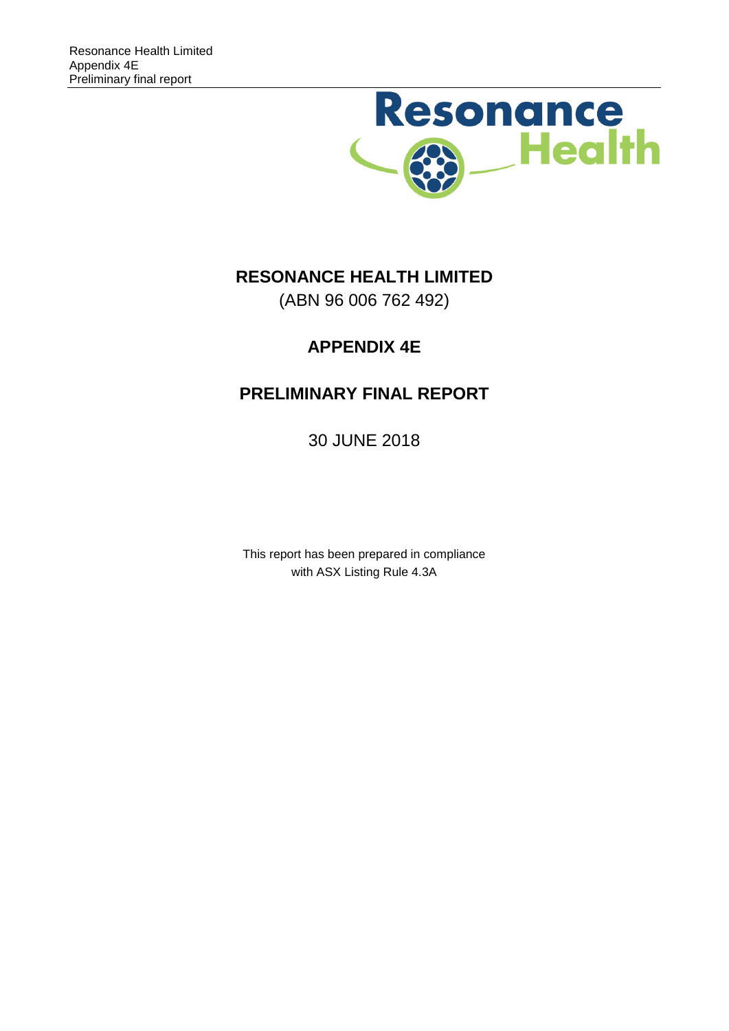# RESONANCE HEALTH LIMITED

(ABN 96 006 762 492)

## APPENDIX 4E

## PRELIMINARY FINAL REPORT

30 JUNE 2018

This report has been prepared in compliance with ASX Listing Rule 4.3A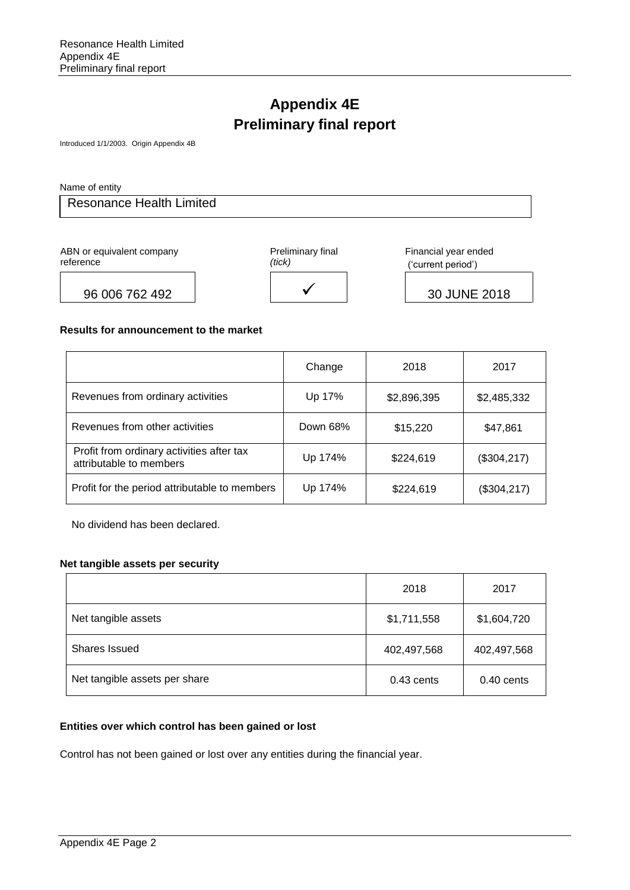# Appendix 4E
# Preliminary final report

Introduced 1/1/2003. Origin Appendix 4B

Name of entity

| Resonance Health Limited |
|---|

| ABN or equivalent company reference | Preliminary final *(tick)* | Financial year ended ('current period') |
|---|---|---|
| 96 006 762 492 | ✓ | 30 JUNE 2018 |

**Results for announcement to the market**

| | Change | 2018 | 2017 |
|---|---|---|---|
| Revenues from ordinary activities | Up 17% | $2,896,395 | $2,485,332 |
| Revenues from other activities | Down 68% | $15,220 | $47,861 |
| Profit from ordinary activities after tax attributable to members | Up 174% | $224,619 | ($304,217) |
| Profit for the period attributable to members | Up 174% | $224,619 | ($304,217) |

No dividend has been declared.

**Net tangible assets per security**

| | 2018 | 2017 |
|---|---|---|
| Net tangible assets | $1,711,558 | $1,604,720 |
| Shares Issued | 402,497,568 | 402,497,568 |
| Net tangible assets per share | 0.43 cents | 0.40 cents |

**Entities over which control has been gained or lost**

Control has not been gained or lost over any entities during the financial year.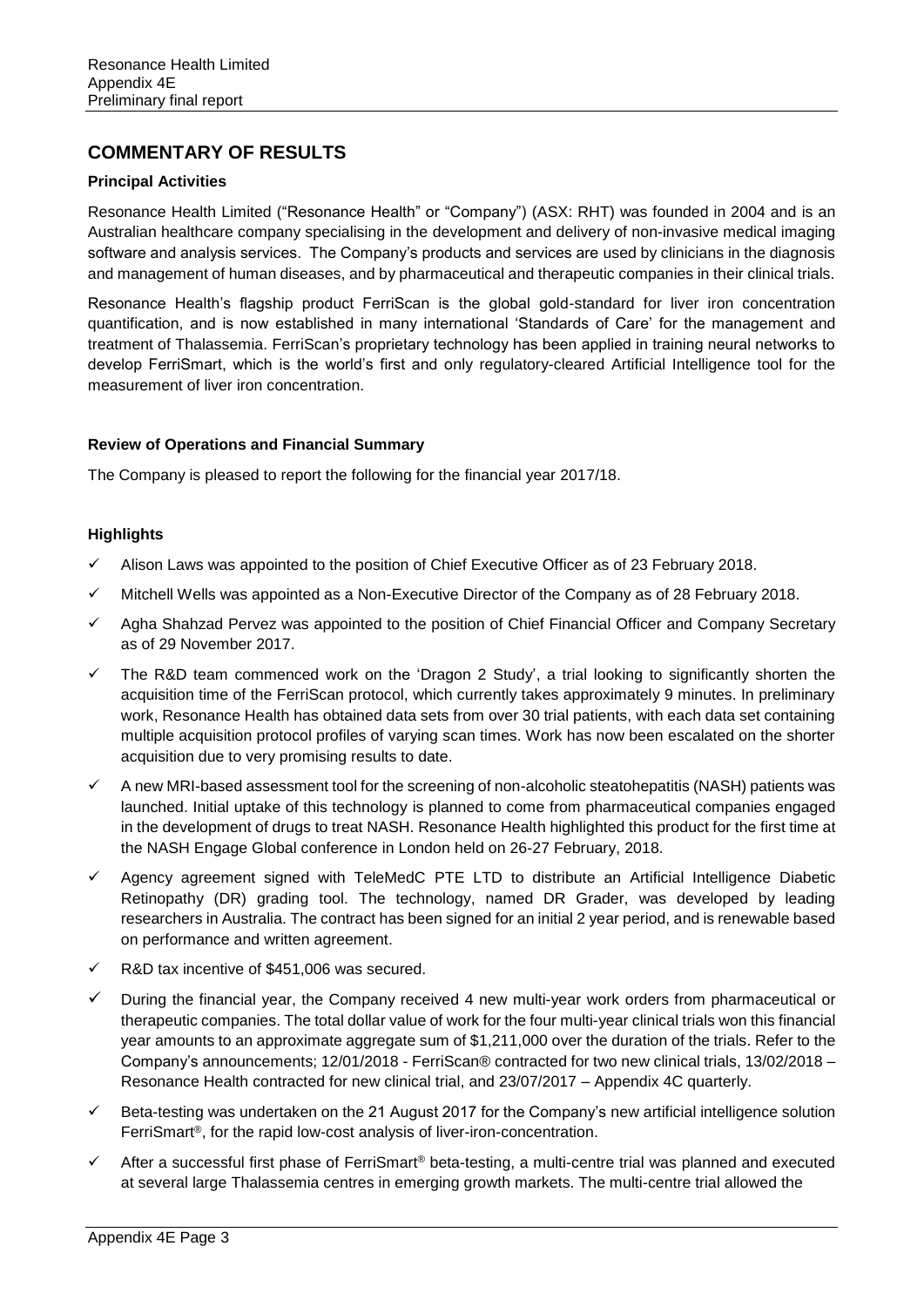## COMMENTARY OF RESULTS

### Principal Activities

Resonance Health Limited ("Resonance Health" or "Company") (ASX: RHT) was founded in 2004 and is an Australian healthcare company specialising in the development and delivery of non-invasive medical imaging software and analysis services. The Company's products and services are used by clinicians in the diagnosis and management of human diseases, and by pharmaceutical and therapeutic companies in their clinical trials.

Resonance Health's flagship product FerriScan is the global gold-standard for liver iron concentration quantification, and is now established in many international 'Standards of Care' for the management and treatment of Thalassemia. FerriScan's proprietary technology has been applied in training neural networks to develop FerriSmart, which is the world's first and only regulatory-cleared Artificial Intelligence tool for the measurement of liver iron concentration.

### Review of Operations and Financial Summary

The Company is pleased to report the following for the financial year 2017/18.

### Highlights

- ✓ Alison Laws was appointed to the position of Chief Executive Officer as of 23 February 2018.
- ✓ Mitchell Wells was appointed as a Non-Executive Director of the Company as of 28 February 2018.
- ✓ Agha Shahzad Pervez was appointed to the position of Chief Financial Officer and Company Secretary as of 29 November 2017.
- ✓ The R&D team commenced work on the 'Dragon 2 Study', a trial looking to significantly shorten the acquisition time of the FerriScan protocol, which currently takes approximately 9 minutes. In preliminary work, Resonance Health has obtained data sets from over 30 trial patients, with each data set containing multiple acquisition protocol profiles of varying scan times. Work has now been escalated on the shorter acquisition due to very promising results to date.
- ✓ A new MRI-based assessment tool for the screening of non-alcoholic steatohepatitis (NASH) patients was launched. Initial uptake of this technology is planned to come from pharmaceutical companies engaged in the development of drugs to treat NASH. Resonance Health highlighted this product for the first time at the NASH Engage Global conference in London held on 26-27 February, 2018.
- ✓ Agency agreement signed with TeleMedC PTE LTD to distribute an Artificial Intelligence Diabetic Retinopathy (DR) grading tool. The technology, named DR Grader, was developed by leading researchers in Australia. The contract has been signed for an initial 2 year period, and is renewable based on performance and written agreement.
- ✓ R&D tax incentive of $451,006 was secured.
- ✓ During the financial year, the Company received 4 new multi-year work orders from pharmaceutical or therapeutic companies. The total dollar value of work for the four multi-year clinical trials won this financial year amounts to an approximate aggregate sum of $1,211,000 over the duration of the trials. Refer to the Company's announcements; 12/01/2018 - FerriScan® contracted for two new clinical trials, 13/02/2018 – Resonance Health contracted for new clinical trial, and 23/07/2017 – Appendix 4C quarterly.
- ✓ Beta-testing was undertaken on the 21 August 2017 for the Company's new artificial intelligence solution FerriSmart®, for the rapid low-cost analysis of liver-iron-concentration.
- ✓ After a successful first phase of FerriSmart® beta-testing, a multi-centre trial was planned and executed at several large Thalassemia centres in emerging growth markets. The multi-centre trial allowed the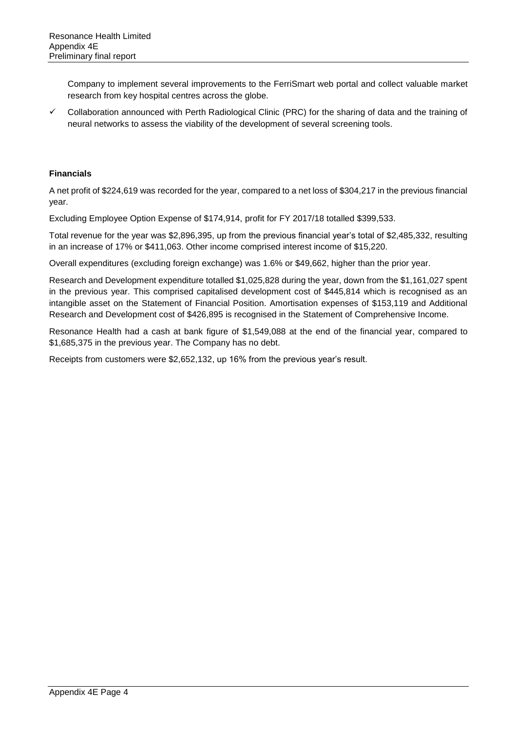Company to implement several improvements to the FerriSmart web portal and collect valuable market research from key hospital centres across the globe.

- ✓ Collaboration announced with Perth Radiological Clinic (PRC) for the sharing of data and the training of neural networks to assess the viability of the development of several screening tools.

**Financials**

A net profit of $224,619 was recorded for the year, compared to a net loss of $304,217 in the previous financial year.

Excluding Employee Option Expense of $174,914, profit for FY 2017/18 totalled $399,533.

Total revenue for the year was $2,896,395, up from the previous financial year's total of $2,485,332, resulting in an increase of 17% or $411,063. Other income comprised interest income of $15,220.

Overall expenditures (excluding foreign exchange) was 1.6% or $49,662, higher than the prior year.

Research and Development expenditure totalled $1,025,828 during the year, down from the $1,161,027 spent in the previous year. This comprised capitalised development cost of $445,814 which is recognised as an intangible asset on the Statement of Financial Position. Amortisation expenses of $153,119 and Additional Research and Development cost of $426,895 is recognised in the Statement of Comprehensive Income.

Resonance Health had a cash at bank figure of $1,549,088 at the end of the financial year, compared to $1,685,375 in the previous year. The Company has no debt.

Receipts from customers were $2,652,132, up 16% from the previous year's result.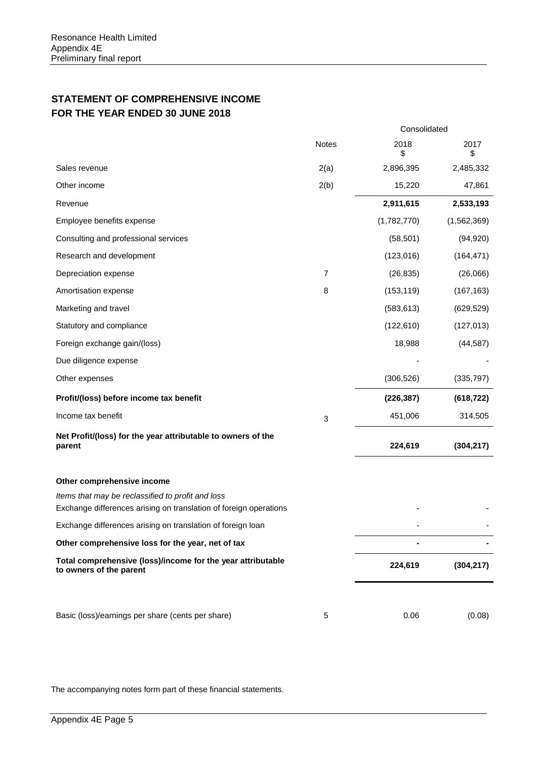## STATEMENT OF COMPREHENSIVE INCOME
## FOR THE YEAR ENDED 30 JUNE 2018

| | Notes | Consolidated 2018 $ | 2017 $ |
|---|---|---|---|
| Sales revenue | 2(a) | 2,896,395 | 2,485,332 |
| Other income | 2(b) | 15,220 | 47,861 |
| **Revenue** | | **2,911,615** | **2,533,193** |
| Employee benefits expense | | (1,782,770) | (1,562,369) |
| Consulting and professional services | | (58,501) | (94,920) |
| Research and development | | (123,016) | (164,471) |
| Depreciation expense | 7 | (26,835) | (26,066) |
| Amortisation expense | 8 | (153,119) | (167,163) |
| Marketing and travel | | (583,613) | (629,529) |
| Statutory and compliance | | (122,610) | (127,013) |
| Foreign exchange gain/(loss) | | 18,988 | (44,587) |
| Due diligence expense | | - | - |
| Other expenses | | (306,526) | (335,797) |
| **Profit/(loss) before income tax benefit** | | **(226,387)** | **(618,722)** |
| Income tax benefit | 3 | 451,006 | 314,505 |
| **Net Profit/(loss) for the year attributable to owners of the parent** | | **224,619** | **(304,217)** |
| | | | |
| **Other comprehensive income** | | | |
| *Items that may be reclassified to profit and loss* | | | |
| Exchange differences arising on translation of foreign operations | | - | - |
| Exchange differences arising on translation of foreign loan | | - | - |
| **Other comprehensive loss for the year, net of tax** | | **-** | **-** |
| **Total comprehensive (loss)/income for the year attributable to owners of the parent** | | **224,619** | **(304,217)** |
| | | | |
| Basic (loss)/earnings per share (cents per share) | 5 | 0.06 | (0.08) |

The accompanying notes form part of these financial statements.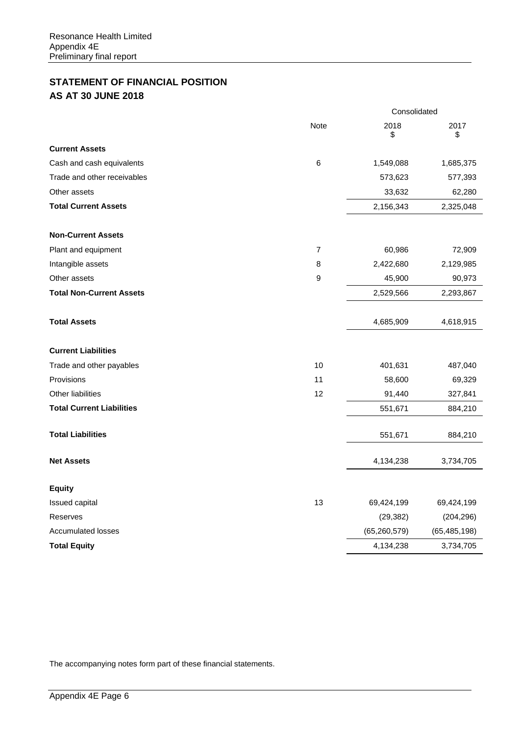## STATEMENT OF FINANCIAL POSITION
## AS AT 30 JUNE 2018

| | Note | Consolidated 2018 $ | 2017 $ |
|---|---|---|---|
| **Current Assets** | | | |
| Cash and cash equivalents | 6 | 1,549,088 | 1,685,375 |
| Trade and other receivables | | 573,623 | 577,393 |
| Other assets | | 33,632 | 62,280 |
| **Total Current Assets** | | 2,156,343 | 2,325,048 |
| | | | |
| **Non-Current Assets** | | | |
| Plant and equipment | 7 | 60,986 | 72,909 |
| Intangible assets | 8 | 2,422,680 | 2,129,985 |
| Other assets | 9 | 45,900 | 90,973 |
| **Total Non-Current Assets** | | 2,529,566 | 2,293,867 |
| | | | |
| **Total Assets** | | 4,685,909 | 4,618,915 |
| | | | |
| **Current Liabilities** | | | |
| Trade and other payables | 10 | 401,631 | 487,040 |
| Provisions | 11 | 58,600 | 69,329 |
| Other liabilities | 12 | 91,440 | 327,841 |
| **Total Current Liabilities** | | 551,671 | 884,210 |
| | | | |
| **Total Liabilities** | | 551,671 | 884,210 |
| | | | |
| **Net Assets** | | 4,134,238 | 3,734,705 |
| | | | |
| **Equity** | | | |
| Issued capital | 13 | 69,424,199 | 69,424,199 |
| Reserves | | (29,382) | (204,296) |
| Accumulated losses | | (65,260,579) | (65,485,198) |
| **Total Equity** | | 4,134,238 | 3,734,705 |

The accompanying notes form part of these financial statements.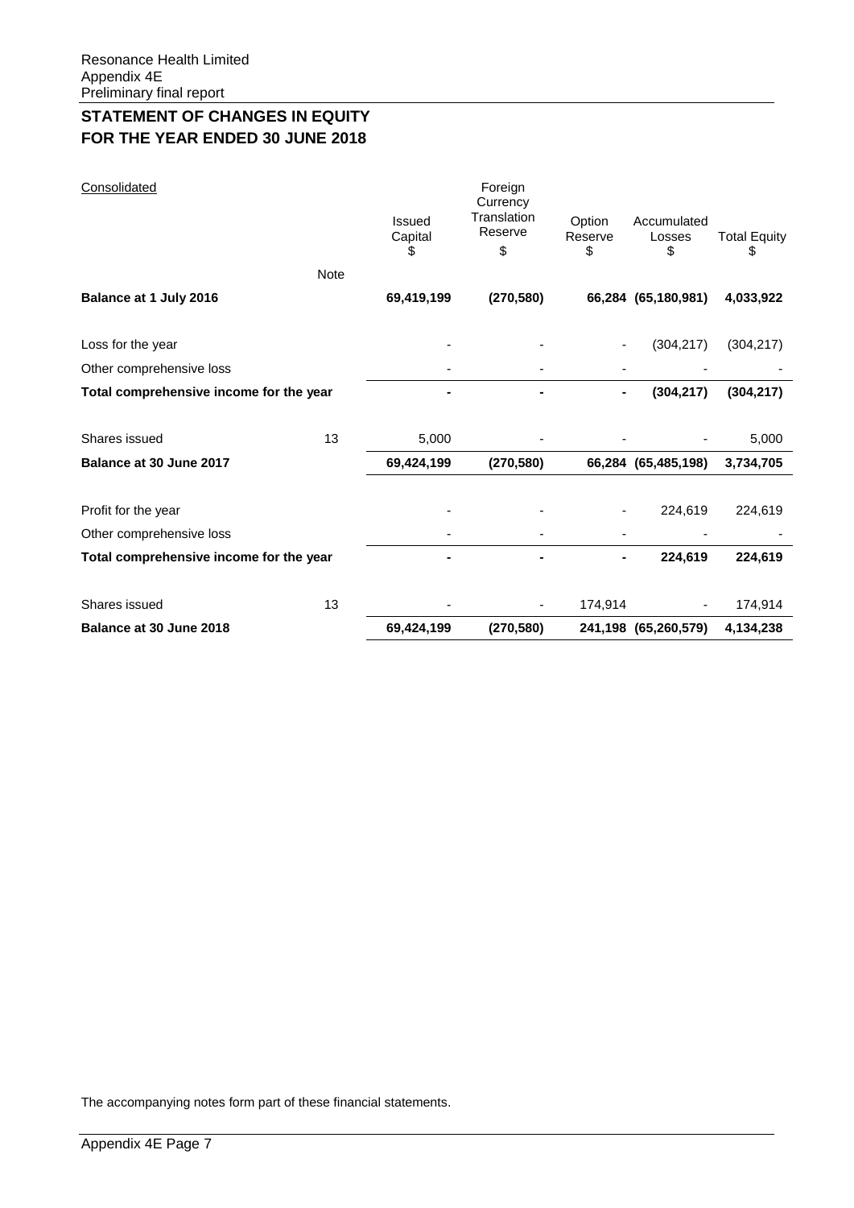Resonance Health Limited
Appendix 4E
Preliminary final report

## STATEMENT OF CHANGES IN EQUITY
## FOR THE YEAR ENDED 30 JUNE 2018

| Consolidated | Note | Issued Capital $ | Foreign Currency Translation Reserve $ | Option Reserve $ | Accumulated Losses $ | Total Equity $ |
|---|---|---|---|---|---|---|
| **Balance at 1 July 2016** | | **69,419,199** | **(270,580)** | **66,284** | **(65,180,981)** | **4,033,922** |
| Loss for the year | | - | - | - | (304,217) | (304,217) |
| Other comprehensive loss | | - | - | - | - | - |
| **Total comprehensive income for the year** | | **-** | **-** | **-** | **(304,217)** | **(304,217)** |
| Shares issued | 13 | 5,000 | - | - | - | 5,000 |
| **Balance at 30 June 2017** | | **69,424,199** | **(270,580)** | **66,284** | **(65,485,198)** | **3,734,705** |
| Profit for the year | | - | - | - | 224,619 | 224,619 |
| Other comprehensive loss | | - | - | - | - | - |
| **Total comprehensive income for the year** | | **-** | **-** | **-** | **224,619** | **224,619** |
| Shares issued | 13 | - | - | 174,914 | - | 174,914 |
| **Balance at 30 June 2018** | | **69,424,199** | **(270,580)** | **241,198** | **(65,260,579)** | **4,134,238** |

The accompanying notes form part of these financial statements.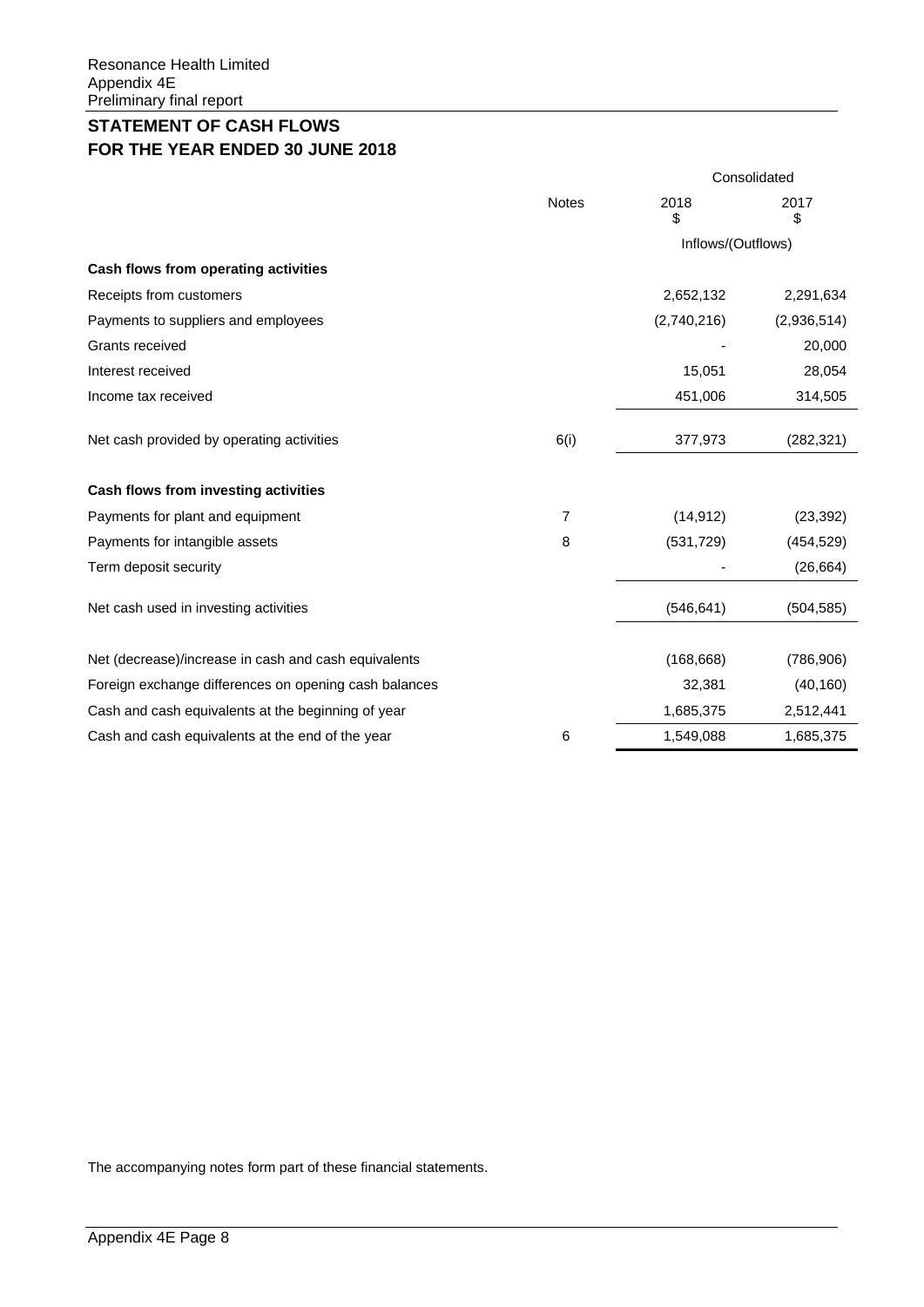## STATEMENT OF CASH FLOWS
## FOR THE YEAR ENDED 30 JUNE 2018

| | Notes | Consolidated 2018 $ | 2017 $ |
|---|---|---|---|
| | | Inflows/(Outflows) | |
| **Cash flows from operating activities** | | | |
| Receipts from customers | | 2,652,132 | 2,291,634 |
| Payments to suppliers and employees | | (2,740,216) | (2,936,514) |
| Grants received | | - | 20,000 |
| Interest received | | 15,051 | 28,054 |
| Income tax received | | 451,006 | 314,505 |
| Net cash provided by operating activities | 6(i) | 377,973 | (282,321) |
| **Cash flows from investing activities** | | | |
| Payments for plant and equipment | 7 | (14,912) | (23,392) |
| Payments for intangible assets | 8 | (531,729) | (454,529) |
| Term deposit security | | - | (26,664) |
| Net cash used in investing activities | | (546,641) | (504,585) |
| Net (decrease)/increase in cash and cash equivalents | | (168,668) | (786,906) |
| Foreign exchange differences on opening cash balances | | 32,381 | (40,160) |
| Cash and cash equivalents at the beginning of year | | 1,685,375 | 2,512,441 |
| Cash and cash equivalents at the end of the year | 6 | 1,549,088 | 1,685,375 |

The accompanying notes form part of these financial statements.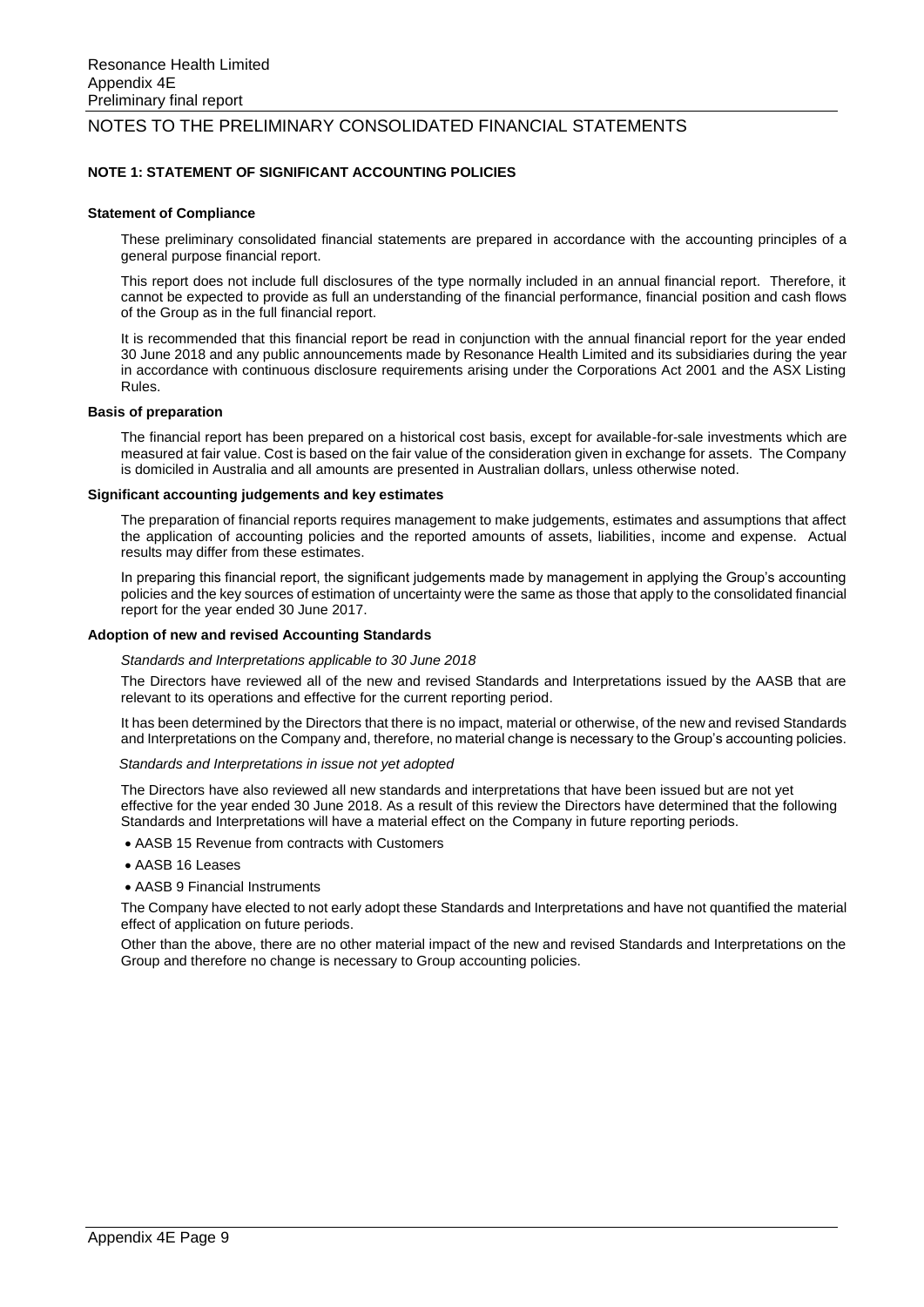# NOTES TO THE PRELIMINARY CONSOLIDATED FINANCIAL STATEMENTS

## NOTE 1: STATEMENT OF SIGNIFICANT ACCOUNTING POLICIES

### Statement of Compliance

These preliminary consolidated financial statements are prepared in accordance with the accounting principles of a general purpose financial report.

This report does not include full disclosures of the type normally included in an annual financial report. Therefore, it cannot be expected to provide as full an understanding of the financial performance, financial position and cash flows of the Group as in the full financial report.

It is recommended that this financial report be read in conjunction with the annual financial report for the year ended 30 June 2018 and any public announcements made by Resonance Health Limited and its subsidiaries during the year in accordance with continuous disclosure requirements arising under the Corporations Act 2001 and the ASX Listing Rules.

### Basis of preparation

The financial report has been prepared on a historical cost basis, except for available-for-sale investments which are measured at fair value. Cost is based on the fair value of the consideration given in exchange for assets. The Company is domiciled in Australia and all amounts are presented in Australian dollars, unless otherwise noted.

### Significant accounting judgements and key estimates

The preparation of financial reports requires management to make judgements, estimates and assumptions that affect the application of accounting policies and the reported amounts of assets, liabilities, income and expense. Actual results may differ from these estimates.

In preparing this financial report, the significant judgements made by management in applying the Group's accounting policies and the key sources of estimation of uncertainty were the same as those that apply to the consolidated financial report for the year ended 30 June 2017.

### Adoption of new and revised Accounting Standards

*Standards and Interpretations applicable to 30 June 2018*

The Directors have reviewed all of the new and revised Standards and Interpretations issued by the AASB that are relevant to its operations and effective for the current reporting period.

It has been determined by the Directors that there is no impact, material or otherwise, of the new and revised Standards and Interpretations on the Company and, therefore, no material change is necessary to the Group's accounting policies.

*Standards and Interpretations in issue not yet adopted*

The Directors have also reviewed all new standards and interpretations that have been issued but are not yet effective for the year ended 30 June 2018. As a result of this review the Directors have determined that the following Standards and Interpretations will have a material effect on the Company in future reporting periods.

- AASB 15 Revenue from contracts with Customers
- AASB 16 Leases
- AASB 9 Financial Instruments

The Company have elected to not early adopt these Standards and Interpretations and have not quantified the material effect of application on future periods.

Other than the above, there are no other material impact of the new and revised Standards and Interpretations on the Group and therefore no change is necessary to Group accounting policies.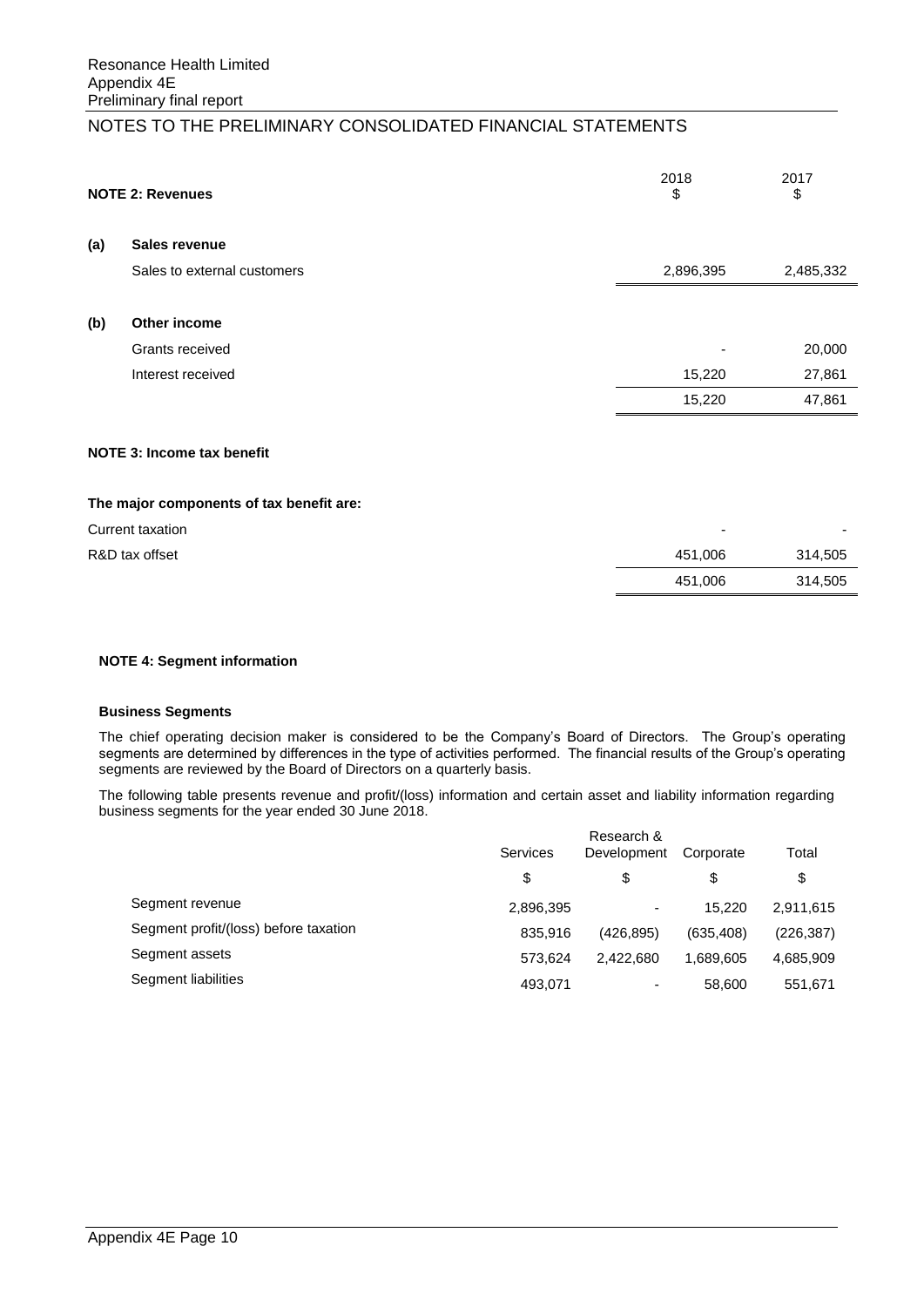## NOTES TO THE PRELIMINARY CONSOLIDATED FINANCIAL STATEMENTS

### NOTE 2: Revenues

| | | 2018 $ | 2017 $ |
|---|---|---|---|
| **(a)** | **Sales revenue** | | |
| | Sales to external customers | 2,896,395 | 2,485,332 |
| **(b)** | **Other income** | | |
| | Grants received | - | 20,000 |
| | Interest received | 15,220 | 27,861 |
| | | 15,220 | 47,861 |

### NOTE 3: Income tax benefit

**The major components of tax benefit are:**

| | 2018 $ | 2017 $ |
|---|---|---|
| Current taxation | - | - |
| R&D tax offset | 451,006 | 314,505 |
| | 451,006 | 314,505 |

### NOTE 4: Segment information

**Business Segments**

The chief operating decision maker is considered to be the Company's Board of Directors. The Group's operating segments are determined by differences in the type of activities performed. The financial results of the Group's operating segments are reviewed by the Board of Directors on a quarterly basis.

The following table presents revenue and profit/(loss) information and certain asset and liability information regarding business segments for the year ended 30 June 2018.

| | Services | Research & Development | Corporate | Total |
|---|---|---|---|---|
| | $ | $ | $ | $ |
| Segment revenue | 2,896,395 | - | 15,220 | 2,911,615 |
| Segment profit/(loss) before taxation | 835,916 | (426,895) | (635,408) | (226,387) |
| Segment assets | 573,624 | 2,422,680 | 1,689,605 | 4,685,909 |
| Segment liabilities | 493,071 | - | 58,600 | 551,671 |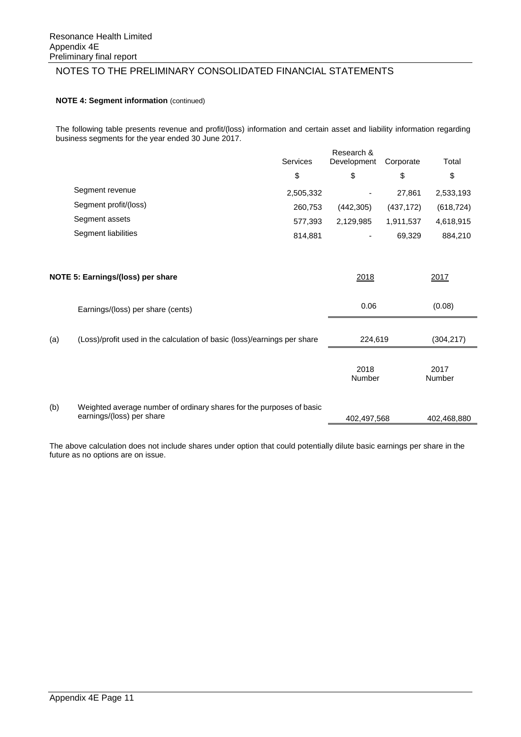# NOTES TO THE PRELIMINARY CONSOLIDATED FINANCIAL STATEMENTS

**NOTE 4: Segment information** (continued)

The following table presents revenue and profit/(loss) information and certain asset and liability information regarding business segments for the year ended 30 June 2017.

| | Services | Research & Development | Corporate | Total |
|---|---|---|---|---|
| | $ | $ | $ | $ |
| Segment revenue | 2,505,332 | - | 27,861 | 2,533,193 |
| Segment profit/(loss) | 260,753 | (442,305) | (437,172) | (618,724) |
| Segment assets | 577,393 | 2,129,985 | 1,911,537 | 4,618,915 |
| Segment liabilities | 814,881 | - | 69,329 | 884,210 |

**NOTE 5: Earnings/(loss) per share**

| | | 2018 | 2017 |
|---|---|---|---|
| | Earnings/(loss) per share (cents) | 0.06 | (0.08) |
| (a) | (Loss)/profit used in the calculation of basic (loss)/earnings per share | 224,619 | (304,217) |
| | | 2018 Number | 2017 Number |
| (b) | Weighted average number of ordinary shares for the purposes of basic earnings/(loss) per share | 402,497,568 | 402,468,880 |

The above calculation does not include shares under option that could potentially dilute basic earnings per share in the future as no options are on issue.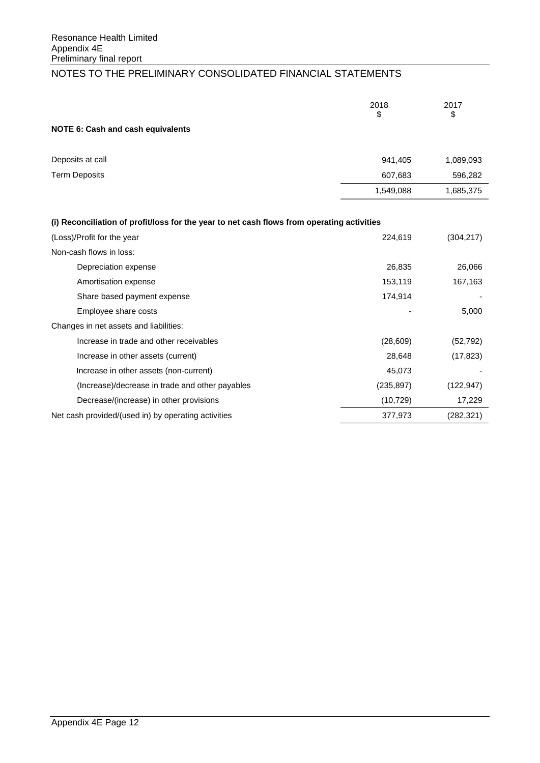## NOTES TO THE PRELIMINARY CONSOLIDATED FINANCIAL STATEMENTS

| | 2018<br>$ | 2017<br>$ |
|---|---|---|
| **NOTE 6: Cash and cash equivalents** | | |
| Deposits at call | 941,405 | 1,089,093 |
| Term Deposits | 607,683 | 596,282 |
| | 1,549,088 | 1,685,375 |

**(i) Reconciliation of profit/loss for the year to net cash flows from operating activities**

| | 2018<br>$ | 2017<br>$ |
|---|---|---|
| (Loss)/Profit for the year | 224,619 | (304,217) |
| Non-cash flows in loss: | | |
| Depreciation expense | 26,835 | 26,066 |
| Amortisation expense | 153,119 | 167,163 |
| Share based payment expense | 174,914 | - |
| Employee share costs | - | 5,000 |
| Changes in net assets and liabilities: | | |
| Increase in trade and other receivables | (28,609) | (52,792) |
| Increase in other assets (current) | 28,648 | (17,823) |
| Increase in other assets (non-current) | 45,073 | - |
| (Increase)/decrease in trade and other payables | (235,897) | (122,947) |
| Decrease/(increase) in other provisions | (10,729) | 17,229 |
| Net cash provided/(used in) by operating activities | 377,973 | (282,321) |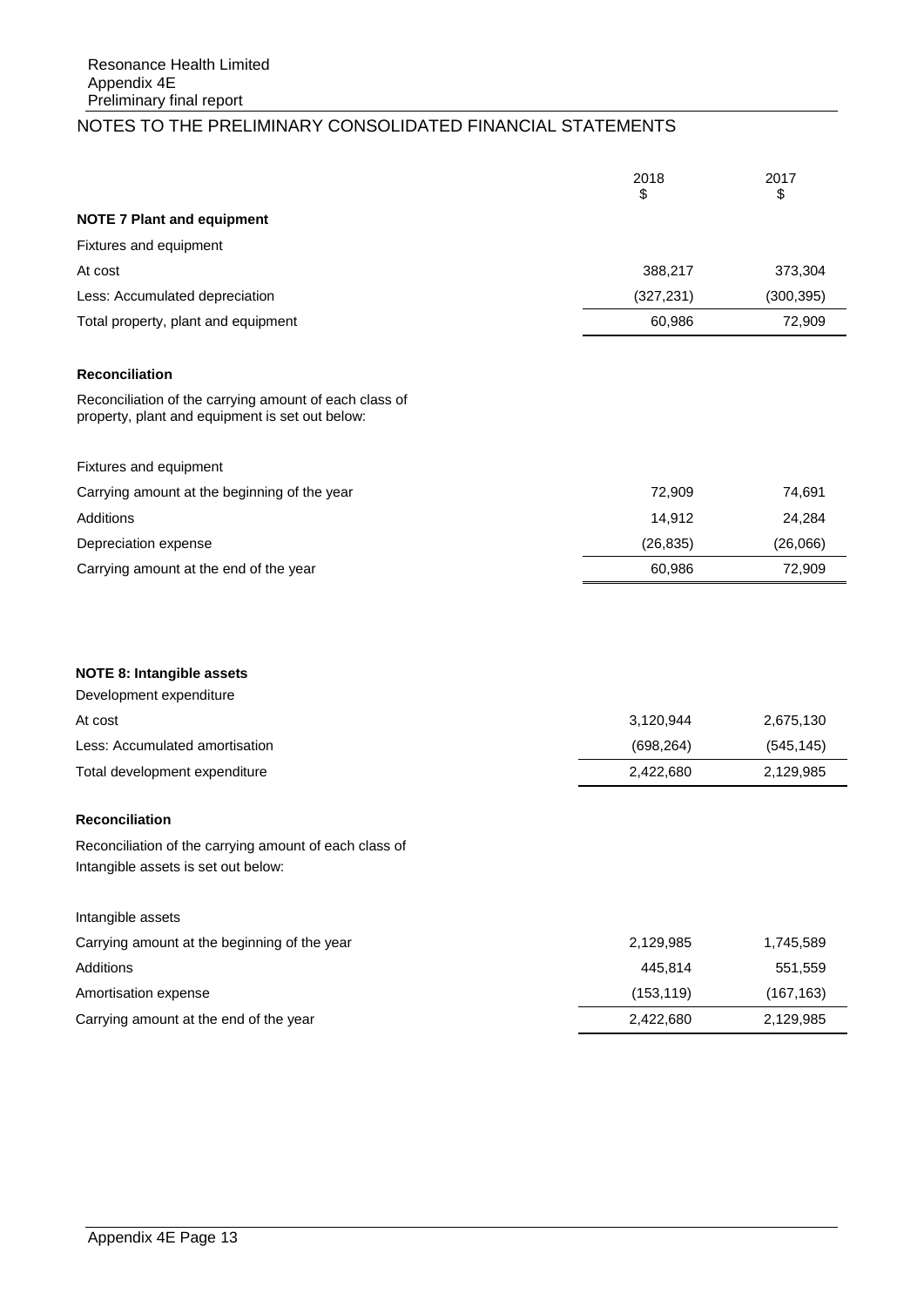## NOTES TO THE PRELIMINARY CONSOLIDATED FINANCIAL STATEMENTS

| | 2018<br>$ | 2017<br>$ |
|---|---|---|
| **NOTE 7 Plant and equipment** | | |
| Fixtures and equipment | | |
| At cost | 388,217 | 373,304 |
| Less: Accumulated depreciation | (327,231) | (300,395) |
| Total property, plant and equipment | 60,986 | 72,909 |

**Reconciliation**

Reconciliation of the carrying amount of each class of property, plant and equipment is set out below:

| | 2018<br>$ | 2017<br>$ |
|---|---|---|
| Fixtures and equipment | | |
| Carrying amount at the beginning of the year | 72,909 | 74,691 |
| Additions | 14,912 | 24,284 |
| Depreciation expense | (26,835) | (26,066) |
| Carrying amount at the end of the year | 60,986 | 72,909 |

**NOTE 8: Intangible assets**

| | 2018<br>$ | 2017<br>$ |
|---|---|---|
| Development expenditure | | |
| At cost | 3,120,944 | 2,675,130 |
| Less: Accumulated amortisation | (698,264) | (545,145) |
| Total development expenditure | 2,422,680 | 2,129,985 |

**Reconciliation**

Reconciliation of the carrying amount of each class of Intangible assets is set out below:

| | 2018<br>$ | 2017<br>$ |
|---|---|---|
| Intangible assets | | |
| Carrying amount at the beginning of the year | 2,129,985 | 1,745,589 |
| Additions | 445,814 | 551,559 |
| Amortisation expense | (153,119) | (167,163) |
| Carrying amount at the end of the year | 2,422,680 | 2,129,985 |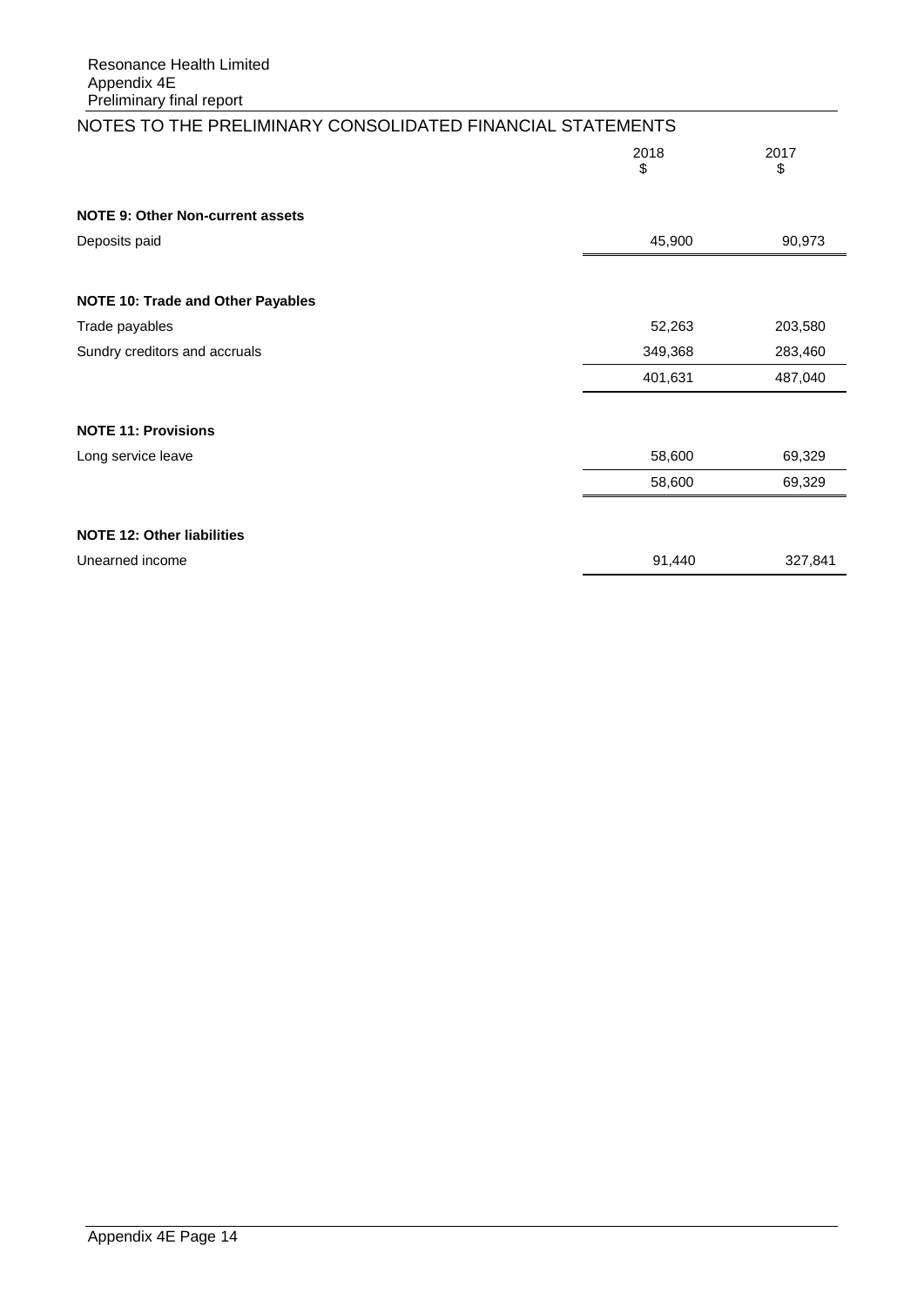## NOTES TO THE PRELIMINARY CONSOLIDATED FINANCIAL STATEMENTS

| | 2018 $ | 2017 $ |
|---|---|---|
| **NOTE 9: Other Non-current assets** | | |
| Deposits paid | 45,900 | 90,973 |
| | | |
| **NOTE 10: Trade and Other Payables** | | |
| Trade payables | 52,263 | 203,580 |
| Sundry creditors and accruals | 349,368 | 283,460 |
| | 401,631 | 487,040 |
| | | |
| **NOTE 11: Provisions** | | |
| Long service leave | 58,600 | 69,329 |
| | 58,600 | 69,329 |
| | | |
| **NOTE 12: Other liabilities** | | |
| Unearned income | 91,440 | 327,841 |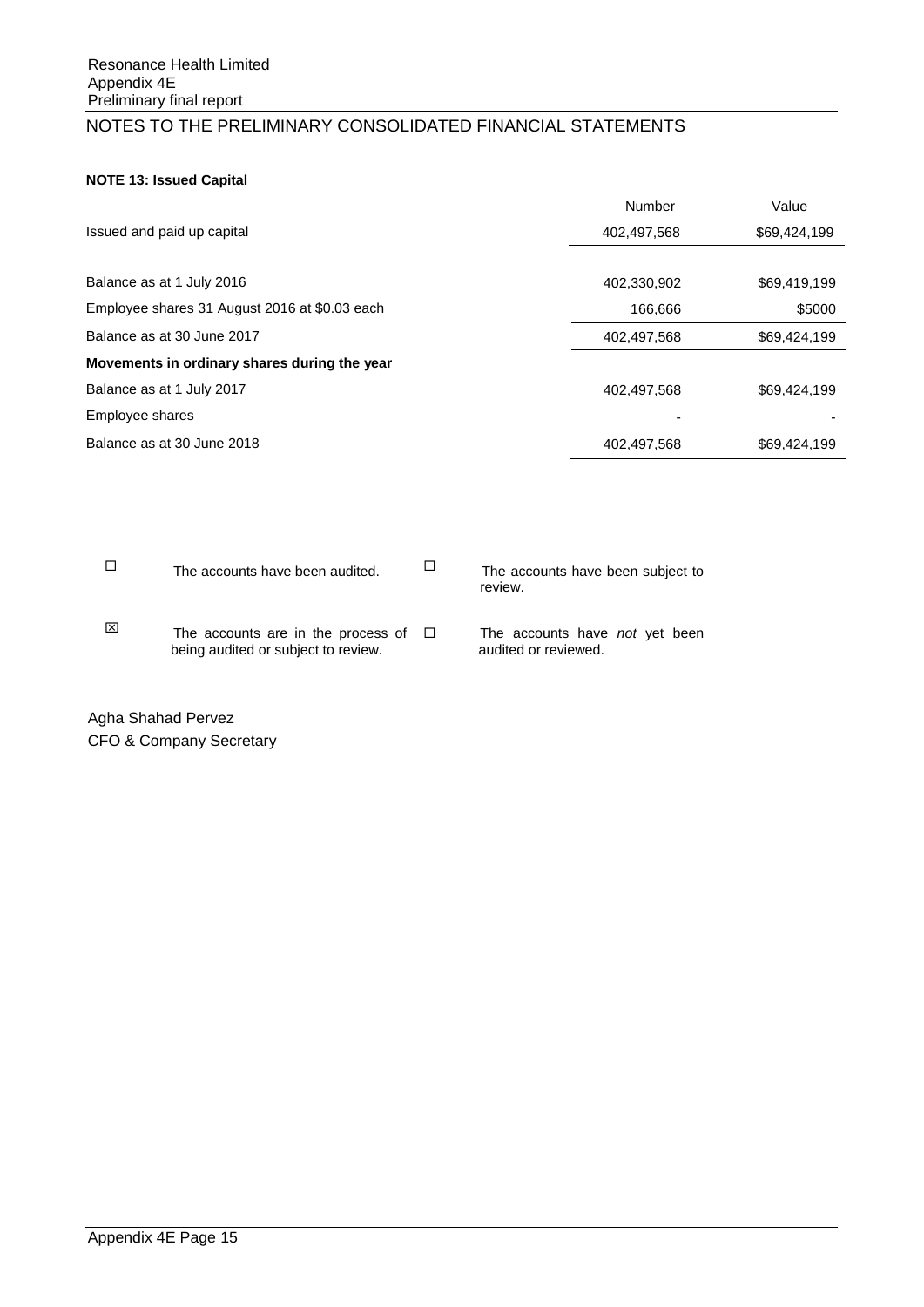NOTES TO THE PRELIMINARY CONSOLIDATED FINANCIAL STATEMENTS

**NOTE 13: Issued Capital**

| | Number | Value |
|---|---|---|
| Issued and paid up capital | 402,497,568 | $69,424,199 |
| | | |
| Balance as at 1 July 2016 | 402,330,902 | $69,419,199 |
| Employee shares 31 August 2016 at $0.03 each | 166,666 | $5000 |
| Balance as at 30 June 2017 | 402,497,568 | $69,424,199 |
| **Movements in ordinary shares during the year** | | |
| Balance as at 1 July 2017 | 402,497,568 | $69,424,199 |
| Employee shares | - | - |
| Balance as at 30 June 2018 | 402,497,568 | $69,424,199 |

☐ The accounts have been audited.

☐ The accounts have been subject to review.

☒ The accounts are in the process of being audited or subject to review.

☐ The accounts have *not* yet been audited or reviewed.

Agha Shahad Pervez
CFO & Company Secretary